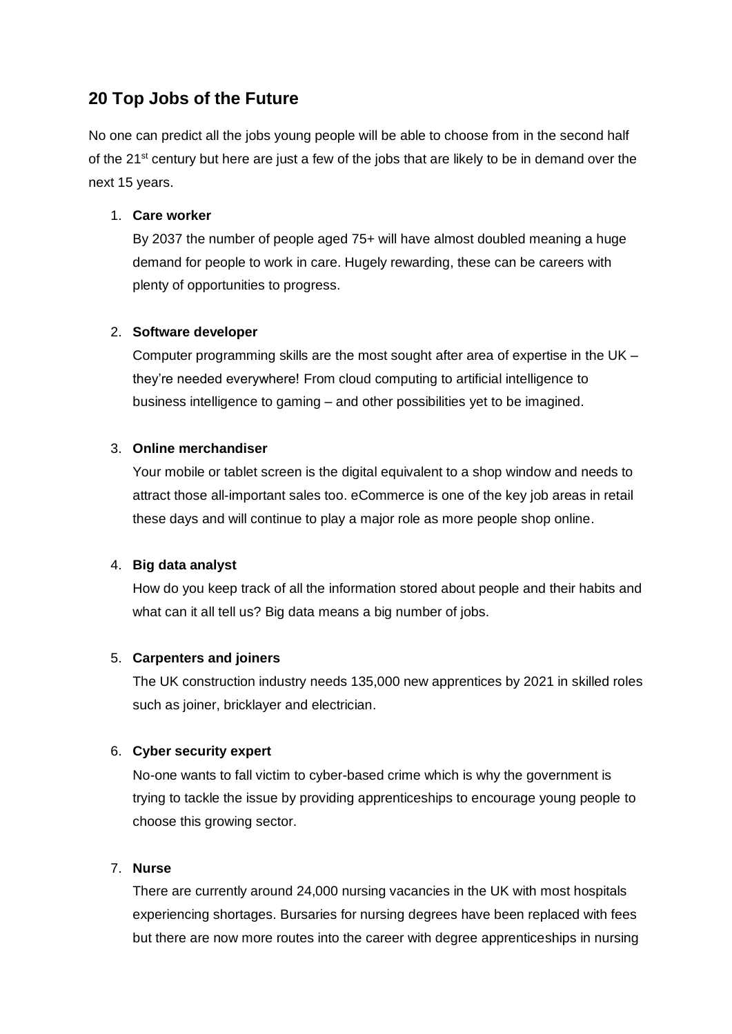## 20 Top Jobs of the Future

No one can predict all the jobs young people will be able to choose from in the second half of the 21st century but here are just a few of the jobs that are likely to be in demand over the next 15 years.

1. **Care worker**

   By 2037 the number of people aged 75+ will have almost doubled meaning a huge demand for people to work in care. Hugely rewarding, these can be careers with plenty of opportunities to progress.

2. **Software developer**

   Computer programming skills are the most sought after area of expertise in the UK – they're needed everywhere! From cloud computing to artificial intelligence to business intelligence to gaming – and other possibilities yet to be imagined.

3. **Online merchandiser**

   Your mobile or tablet screen is the digital equivalent to a shop window and needs to attract those all-important sales too. eCommerce is one of the key job areas in retail these days and will continue to play a major role as more people shop online.

4. **Big data analyst**

   How do you keep track of all the information stored about people and their habits and what can it all tell us? Big data means a big number of jobs.

5. **Carpenters and joiners**

   The UK construction industry needs 135,000 new apprentices by 2021 in skilled roles such as joiner, bricklayer and electrician.

6. **Cyber security expert**

   No-one wants to fall victim to cyber-based crime which is why the government is trying to tackle the issue by providing apprenticeships to encourage young people to choose this growing sector.

7. **Nurse**

   There are currently around 24,000 nursing vacancies in the UK with most hospitals experiencing shortages. Bursaries for nursing degrees have been replaced with fees but there are now more routes into the career with degree apprenticeships in nursing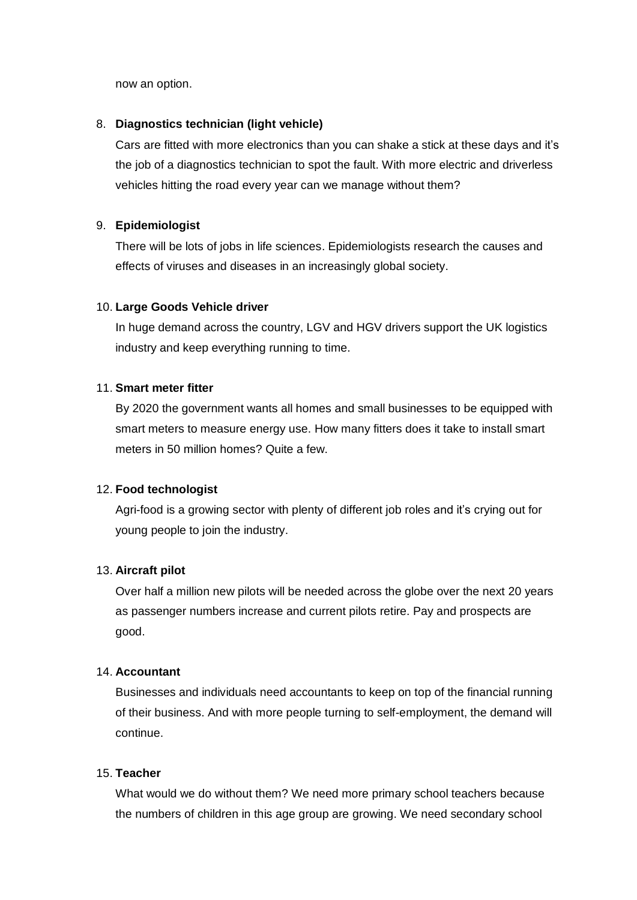now an option.

8. **Diagnostics technician (light vehicle)**

   Cars are fitted with more electronics than you can shake a stick at these days and it's the job of a diagnostics technician to spot the fault. With more electric and driverless vehicles hitting the road every year can we manage without them?

9. **Epidemiologist**

   There will be lots of jobs in life sciences. Epidemiologists research the causes and effects of viruses and diseases in an increasingly global society.

10. **Large Goods Vehicle driver**

    In huge demand across the country, LGV and HGV drivers support the UK logistics industry and keep everything running to time.

11. **Smart meter fitter**

    By 2020 the government wants all homes and small businesses to be equipped with smart meters to measure energy use. How many fitters does it take to install smart meters in 50 million homes? Quite a few.

12. **Food technologist**

    Agri-food is a growing sector with plenty of different job roles and it's crying out for young people to join the industry.

13. **Aircraft pilot**

    Over half a million new pilots will be needed across the globe over the next 20 years as passenger numbers increase and current pilots retire. Pay and prospects are good.

14. **Accountant**

    Businesses and individuals need accountants to keep on top of the financial running of their business. And with more people turning to self-employment, the demand will continue.

15. **Teacher**

    What would we do without them? We need more primary school teachers because the numbers of children in this age group are growing. We need secondary school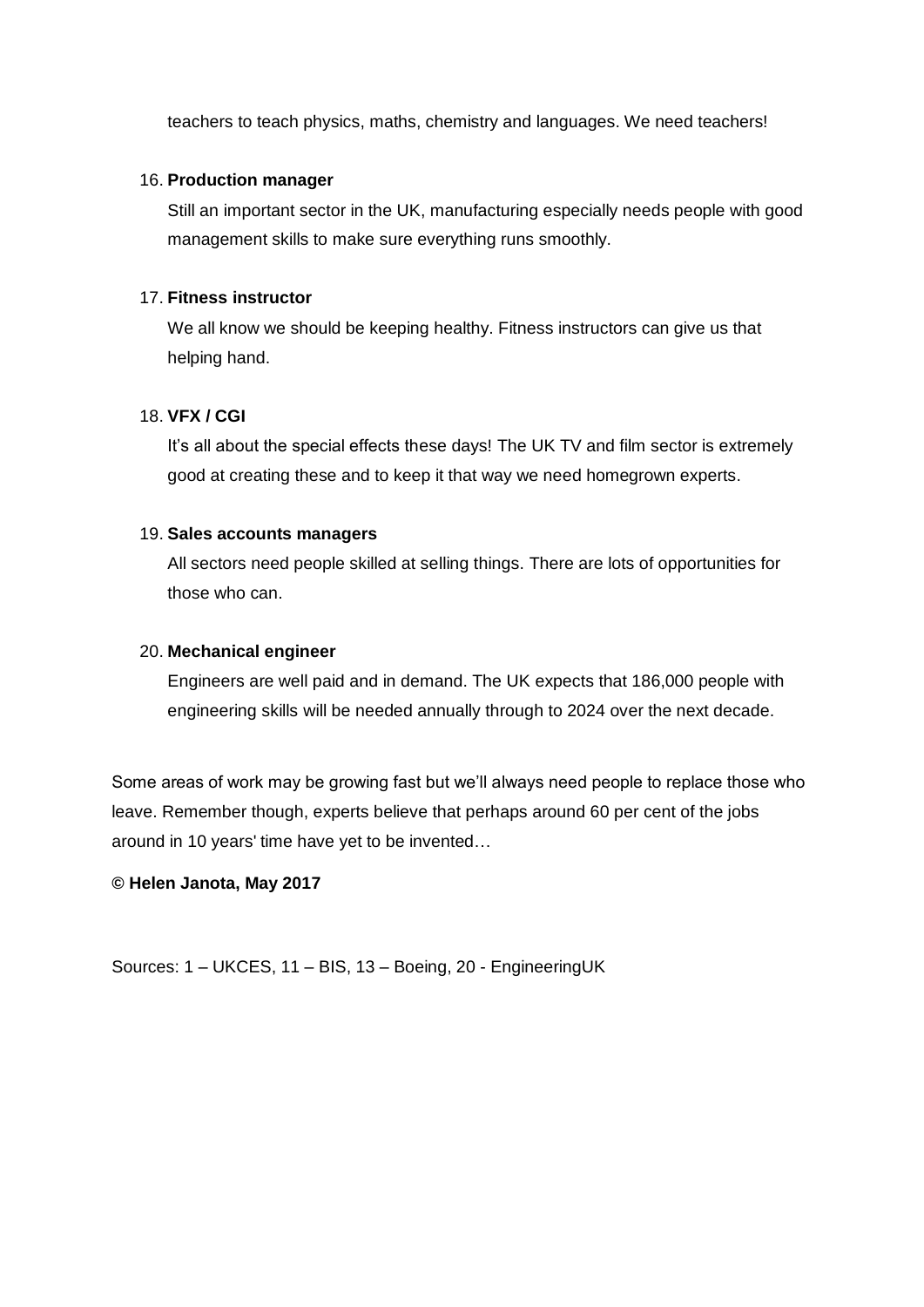teachers to teach physics, maths, chemistry and languages. We need teachers!

16. **Production manager**

    Still an important sector in the UK, manufacturing especially needs people with good management skills to make sure everything runs smoothly.

17. **Fitness instructor**

    We all know we should be keeping healthy. Fitness instructors can give us that helping hand.

18. **VFX / CGI**

    It's all about the special effects these days! The UK TV and film sector is extremely good at creating these and to keep it that way we need homegrown experts.

19. **Sales accounts managers**

    All sectors need people skilled at selling things. There are lots of opportunities for those who can.

20. **Mechanical engineer**

    Engineers are well paid and in demand. The UK expects that 186,000 people with engineering skills will be needed annually through to 2024 over the next decade.

Some areas of work may be growing fast but we'll always need people to replace those who leave. Remember though, experts believe that perhaps around 60 per cent of the jobs around in 10 years' time have yet to be invented…

**© Helen Janota, May 2017**

Sources: 1 – UKCES, 11 – BIS, 13 – Boeing, 20 - EngineeringUK